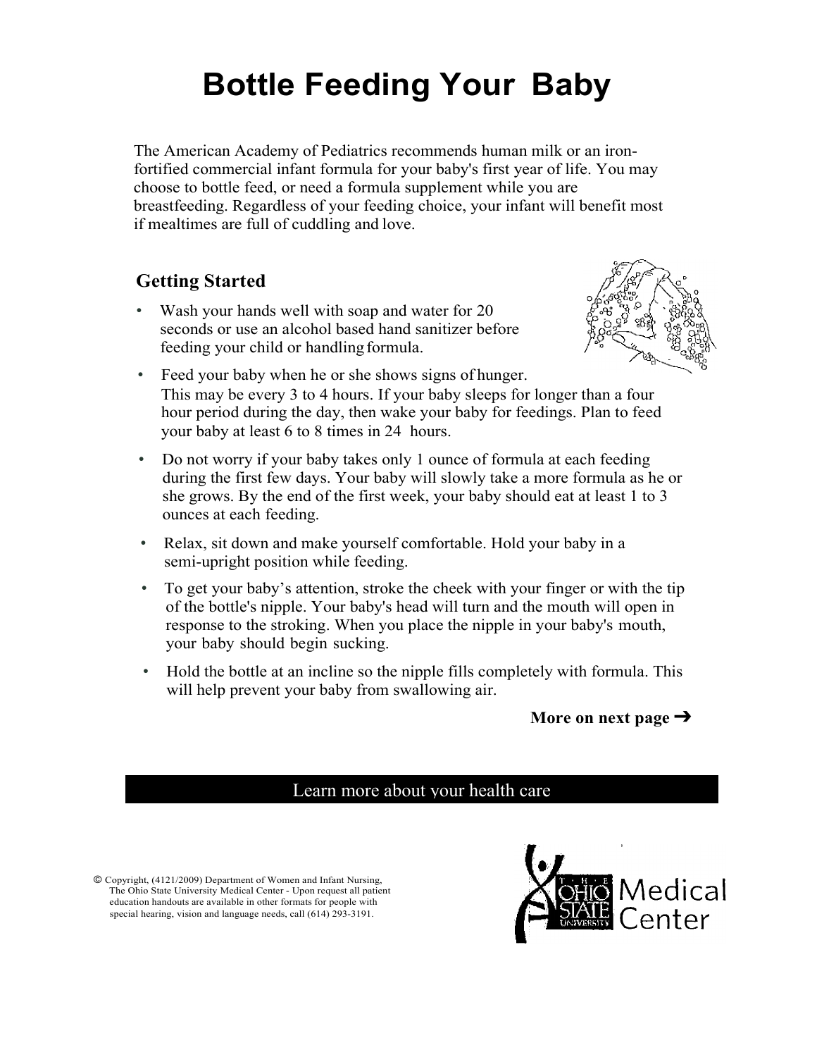# Bottle Feeding Your Baby

The American Academy of Pediatrics recommends human milk or an iron-fortified commercial infant formula for your baby's first year of life. You may choose to bottle feed, or need a formula supplement while you are breastfeeding. Regardless of your feeding choice, your infant will benefit most if mealtimes are full of cuddling and love.

## Getting Started

- Wash your hands well with soap and water for 20 seconds or use an alcohol based hand sanitizer before feeding your child or handling formula.
- Feed your baby when he or she shows signs of hunger. This may be every 3 to 4 hours. If your baby sleeps for longer than a four hour period during the day, then wake your baby for feedings. Plan to feed your baby at least 6 to 8 times in 24 hours.
- Do not worry if your baby takes only 1 ounce of formula at each feeding during the first few days. Your baby will slowly take a more formula as he or she grows. By the end of the first week, your baby should eat at least 1 to 3 ounces at each feeding.
- Relax, sit down and make yourself comfortable. Hold your baby in a semi-upright position while feeding.
- To get your baby's attention, stroke the cheek with your finger or with the tip of the bottle's nipple. Your baby's head will turn and the mouth will open in response to the stroking. When you place the nipple in your baby's mouth, your baby should begin sucking.
- Hold the bottle at an incline so the nipple fills completely with formula. This will help prevent your baby from swallowing air.

**More on next page ➔**

Learn more about your health care

© Copyright, (4121/2009) Department of Women and Infant Nursing, The Ohio State University Medical Center - Upon request all patient education handouts are available in other formats for people with special hearing, vision and language needs, call (614) 293-3191.

The Ohio State University Medical Center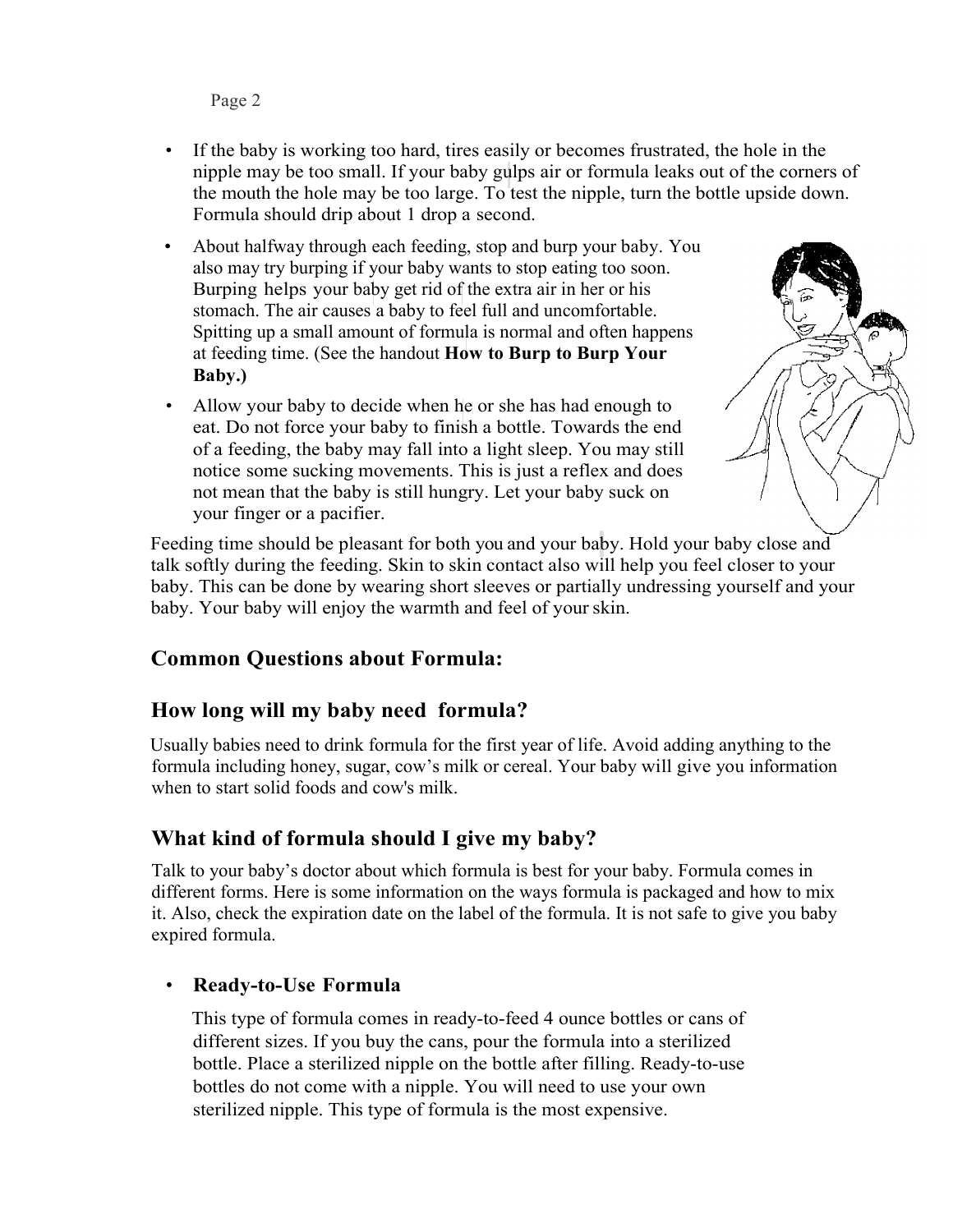- If the baby is working too hard, tires easily or becomes frustrated, the hole in the nipple may be too small. If your baby gulps air or formula leaks out of the corners of the mouth the hole may be too large. To test the nipple, turn the bottle upside down. Formula should drip about 1 drop a second.
- About halfway through each feeding, stop and burp your baby. You also may try burping if your baby wants to stop eating too soon. Burping helps your baby get rid of the extra air in her or his stomach. The air causes a baby to feel full and uncomfortable. Spitting up a small amount of formula is normal and often happens at feeding time. (See the handout **How to Burp to Burp Your Baby.)**
- Allow your baby to decide when he or she has had enough to eat. Do not force your baby to finish a bottle. Towards the end of a feeding, the baby may fall into a light sleep. You may still notice some sucking movements. This is just a reflex and does not mean that the baby is still hungry. Let your baby suck on your finger or a pacifier.

Feeding time should be pleasant for both you and your baby. Hold your baby close and talk softly during the feeding. Skin to skin contact also will help you feel closer to your baby. This can be done by wearing short sleeves or partially undressing yourself and your baby. Your baby will enjoy the warmth and feel of your skin.

## Common Questions about Formula:

## How long will my baby need formula?

Usually babies need to drink formula for the first year of life. Avoid adding anything to the formula including honey, sugar, cow's milk or cereal. Your baby will give you information when to start solid foods and cow's milk.

## What kind of formula should I give my baby?

Talk to your baby's doctor about which formula is best for your baby. Formula comes in different forms. Here is some information on the ways formula is packaged and how to mix it. Also, check the expiration date on the label of the formula. It is not safe to give you baby expired formula.

- **Ready-to-Use Formula**

  This type of formula comes in ready-to-feed 4 ounce bottles or cans of different sizes. If you buy the cans, pour the formula into a sterilized bottle. Place a sterilized nipple on the bottle after filling. Ready-to-use bottles do not come with a nipple. You will need to use your own sterilized nipple. This type of formula is the most expensive.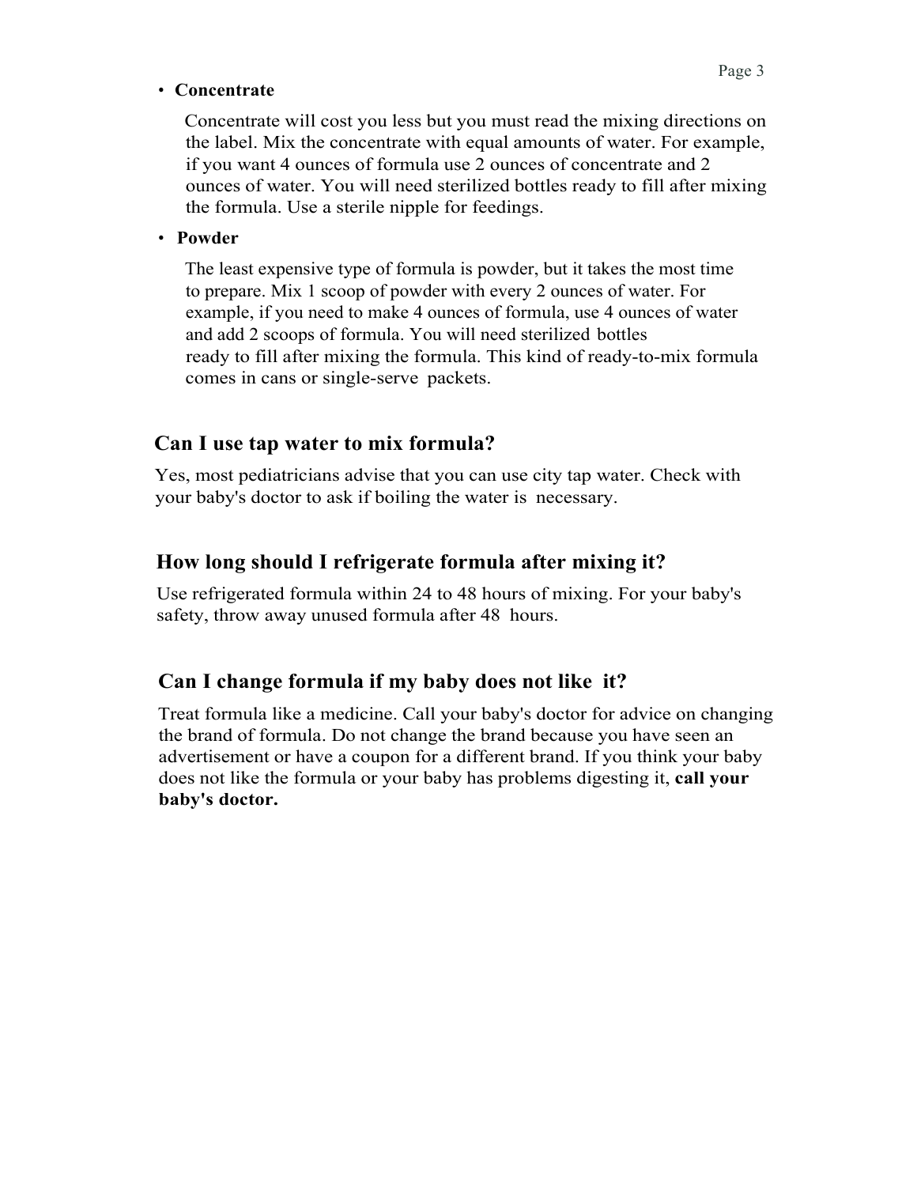- **Concentrate**

  Concentrate will cost you less but you must read the mixing directions on the label. Mix the concentrate with equal amounts of water. For example, if you want 4 ounces of formula use 2 ounces of concentrate and 2 ounces of water. You will need sterilized bottles ready to fill after mixing the formula. Use a sterile nipple for feedings.

- **Powder**

  The least expensive type of formula is powder, but it takes the most time to prepare. Mix 1 scoop of powder with every 2 ounces of water. For example, if you need to make 4 ounces of formula, use 4 ounces of water and add 2 scoops of formula. You will need sterilized bottles ready to fill after mixing the formula. This kind of ready-to-mix formula comes in cans or single-serve packets.

## Can I use tap water to mix formula?

Yes, most pediatricians advise that you can use city tap water. Check with your baby's doctor to ask if boiling the water is necessary.

## How long should I refrigerate formula after mixing it?

Use refrigerated formula within 24 to 48 hours of mixing. For your baby's safety, throw away unused formula after 48 hours.

## Can I change formula if my baby does not like it?

Treat formula like a medicine. Call your baby's doctor for advice on changing the brand of formula. Do not change the brand because you have seen an advertisement or have a coupon for a different brand. If you think your baby does not like the formula or your baby has problems digesting it, **call your baby's doctor.**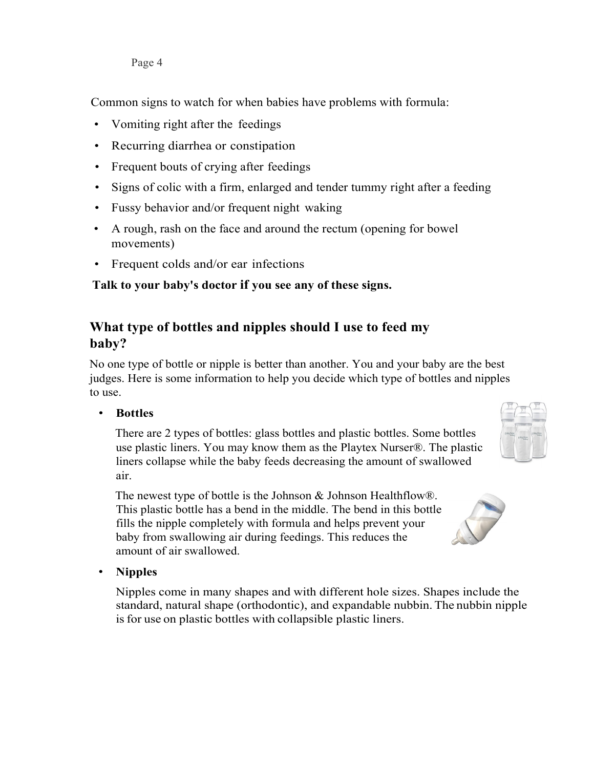Common signs to watch for when babies have problems with formula:

- Vomiting right after the feedings
- Recurring diarrhea or constipation
- Frequent bouts of crying after feedings
- Signs of colic with a firm, enlarged and tender tummy right after a feeding
- Fussy behavior and/or frequent night waking
- A rough, rash on the face and around the rectum (opening for bowel movements)
- Frequent colds and/or ear infections

**Talk to your baby's doctor if you see any of these signs.**

## What type of bottles and nipples should I use to feed my baby?

No one type of bottle or nipple is better than another. You and your baby are the best judges. Here is some information to help you decide which type of bottles and nipples to use.

- **Bottles**

  There are 2 types of bottles: glass bottles and plastic bottles. Some bottles use plastic liners. You may know them as the Playtex Nurser®. The plastic liners collapse while the baby feeds decreasing the amount of swallowed air.

  The newest type of bottle is the Johnson & Johnson Healthflow®. This plastic bottle has a bend in the middle. The bend in this bottle fills the nipple completely with formula and helps prevent your baby from swallowing air during feedings. This reduces the amount of air swallowed.

- **Nipples**

  Nipples come in many shapes and with different hole sizes. Shapes include the standard, natural shape (orthodontic), and expandable nubbin. The nubbin nipple is for use on plastic bottles with collapsible plastic liners.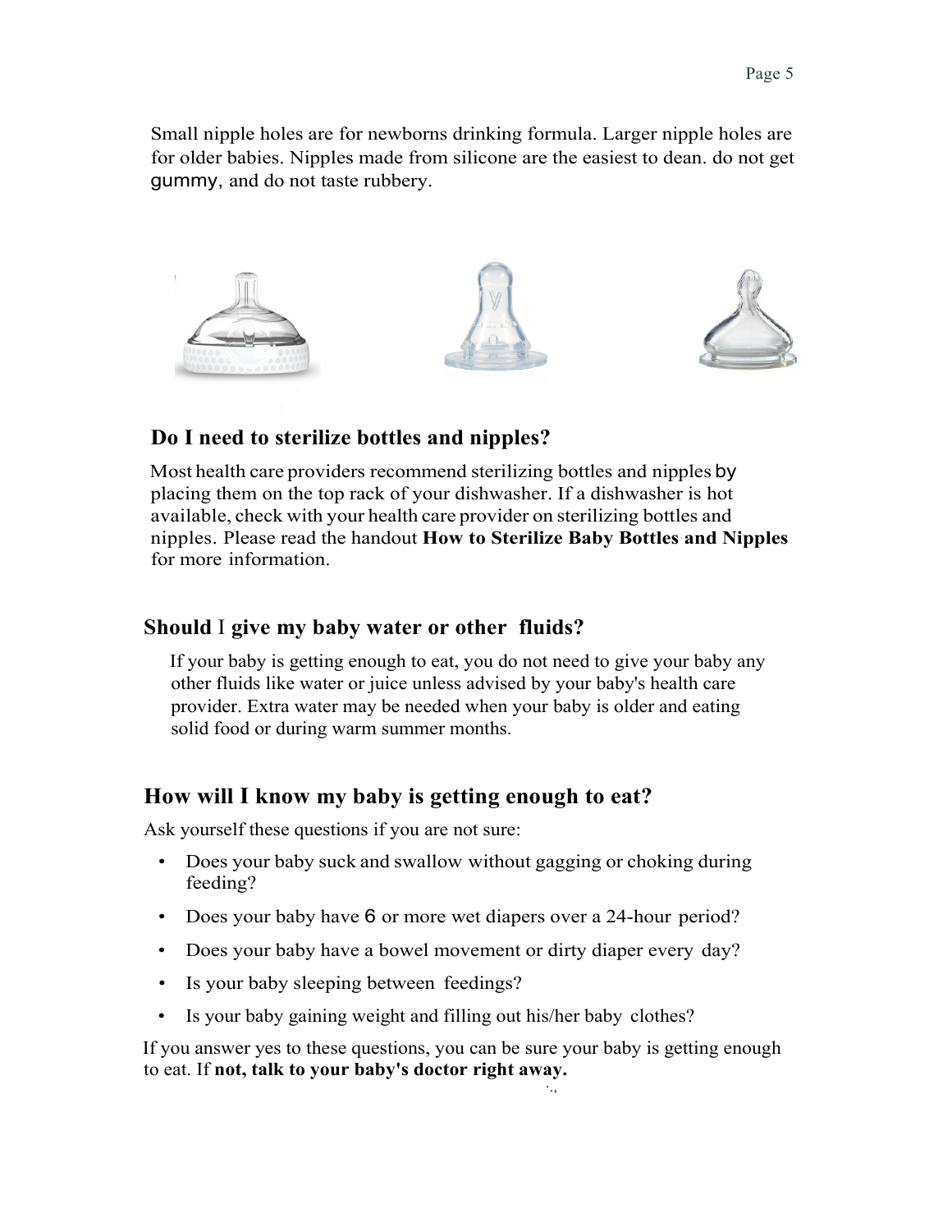Small nipple holes are for newborns drinking formula. Larger nipple holes are for older babies. Nipples made from silicone are the easiest to dean. do not get gummy, and do not taste rubbery.

## Do I need to sterilize bottles and nipples?

Most health care providers recommend sterilizing bottles and nipples by placing them on the top rack of your dishwasher. If a dishwasher is hot available, check with your health care provider on sterilizing bottles and nipples. Please read the handout **How to Sterilize Baby Bottles and Nipples** for more information.

## Should I give my baby water or other fluids?

If your baby is getting enough to eat, you do not need to give your baby any other fluids like water or juice unless advised by your baby's health care provider. Extra water may be needed when your baby is older and eating solid food or during warm summer months.

## How will I know my baby is getting enough to eat?

Ask yourself these questions if you are not sure:

- Does your baby suck and swallow without gagging or choking during feeding?
- Does your baby have 6 or more wet diapers over a 24-hour period?
- Does your baby have a bowel movement or dirty diaper every day?
- Is your baby sleeping between feedings?
- Is your baby gaining weight and filling out his/her baby clothes?

If you answer yes to these questions, you can be sure your baby is getting enough to eat. If **not, talk to your baby's doctor right away.**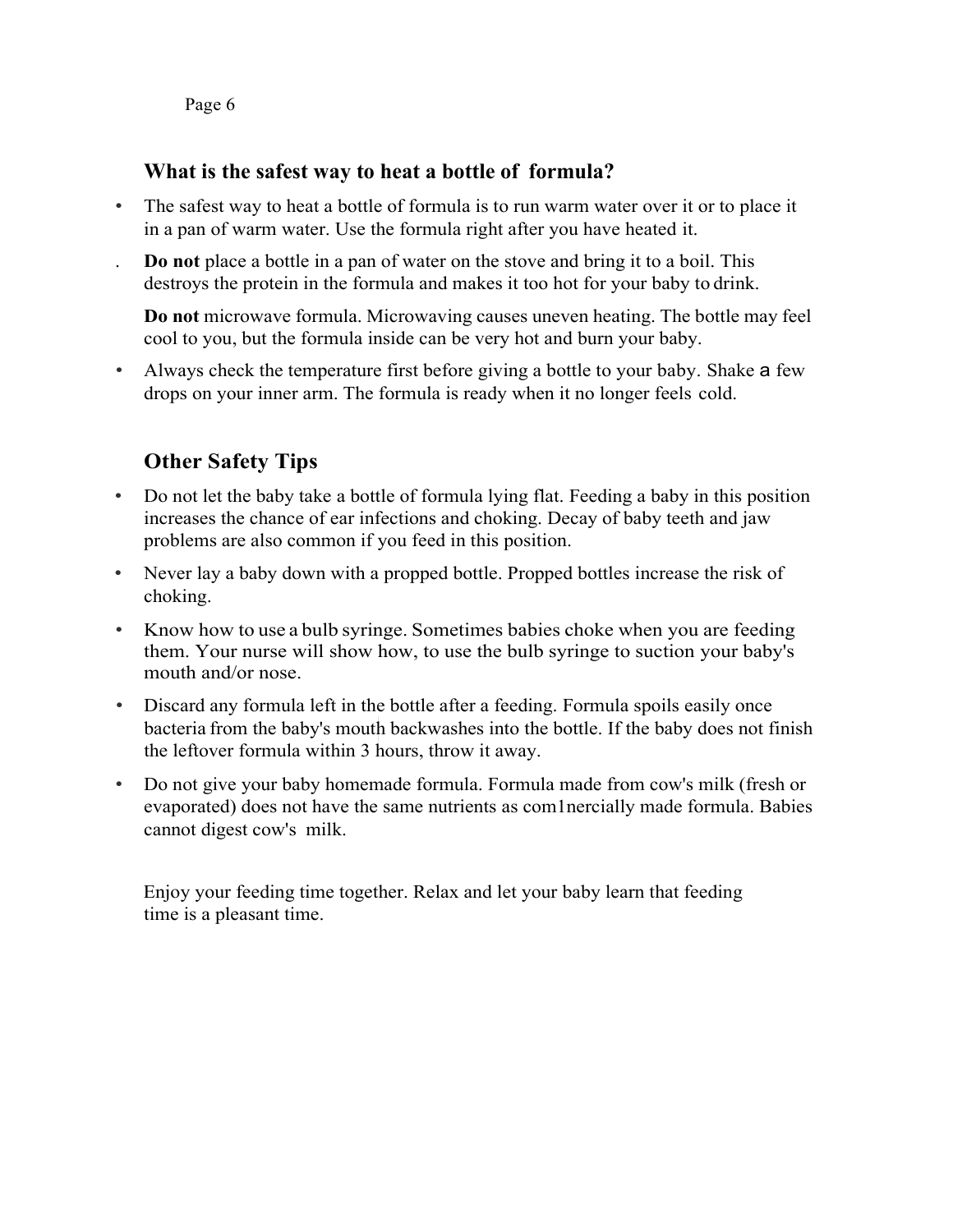## What is the safest way to heat a bottle of formula?

- The safest way to heat a bottle of formula is to run warm water over it or to place it in a pan of warm water. Use the formula right after you have heated it.
- **Do not** place a bottle in a pan of water on the stove and bring it to a boil. This destroys the protein in the formula and makes it too hot for your baby to drink.

  **Do not** microwave formula. Microwaving causes uneven heating. The bottle may feel cool to you, but the formula inside can be very hot and burn your baby.
- Always check the temperature first before giving a bottle to your baby. Shake a few drops on your inner arm. The formula is ready when it no longer feels cold.

## Other Safety Tips

- Do not let the baby take a bottle of formula lying flat. Feeding a baby in this position increases the chance of ear infections and choking. Decay of baby teeth and jaw problems are also common if you feed in this position.
- Never lay a baby down with a propped bottle. Propped bottles increase the risk of choking.
- Know how to use a bulb syringe. Sometimes babies choke when you are feeding them. Your nurse will show how, to use the bulb syringe to suction your baby's mouth and/or nose.
- Discard any formula left in the bottle after a feeding. Formula spoils easily once bacteria from the baby's mouth backwashes into the bottle. If the baby does not finish the leftover formula within 3 hours, throw it away.
- Do not give your baby homemade formula. Formula made from cow's milk (fresh or evaporated) does not have the same nutrients as com1nercially made formula. Babies cannot digest cow's milk.

Enjoy your feeding time together. Relax and let your baby learn that feeding time is a pleasant time.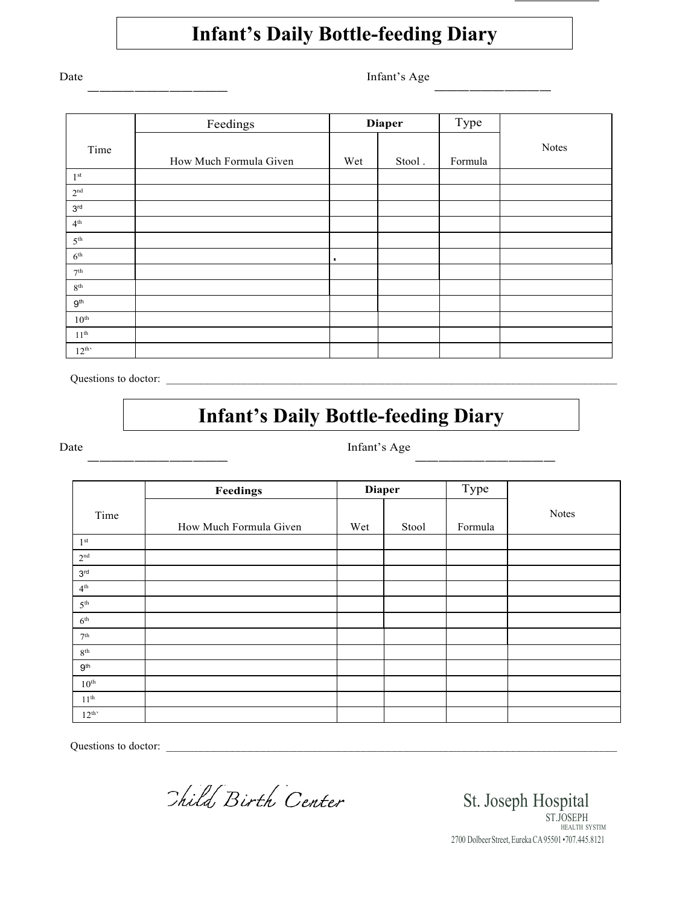# Infant's Daily Bottle-feeding Diary

Date ____________________ Infant's Age ________________

| Time | Feedings | Diaper | | Type | Notes |
|---|---|---|---|---|---|
| | How Much Formula Given | Wet | Stool . | Formula | |
| 1st | | | | | |
| 2nd | | | | | |
| 3rd | | | | | |
| 4th | | | | | |
| 5th | | | | | |
| 6th | | . | | | |
| 7th | | | | | |
| 8th | | | | | |
| 9th | | | | | |
| 10th | | | | | |
| 11th | | | | | |
| 12th` | | | | | |

Questions to doctor: ______________________________________________________________________________

# Infant's Daily Bottle-feeding Diary

Date ____________________ Infant's Age ____________________

| Time | **Feedings** | **Diaper** | | Type | Notes |
|---|---|---|---|---|---|
| | How Much Formula Given | Wet | Stool | Formula | |
| 1st | | | | | |
| 2nd | | | | | |
| 3rd | | | | | |
| 4th | | | | | |
| 5th | | | | | |
| 6th | | | | | |
| 7th | | | | | |
| 8th | | | | | |
| 9th | | | | | |
| 10th | | | | | |
| 11th | | | | | |
| 12th` | | | | | |

Questions to doctor: ______________________________________________________________________________

*Child Birth Center*

St. Joseph Hospital
ST.JOSEPH
HEALTH SYSTIM
2700 Dolbeer Street, Eureka CA 95501 •707.445.8121